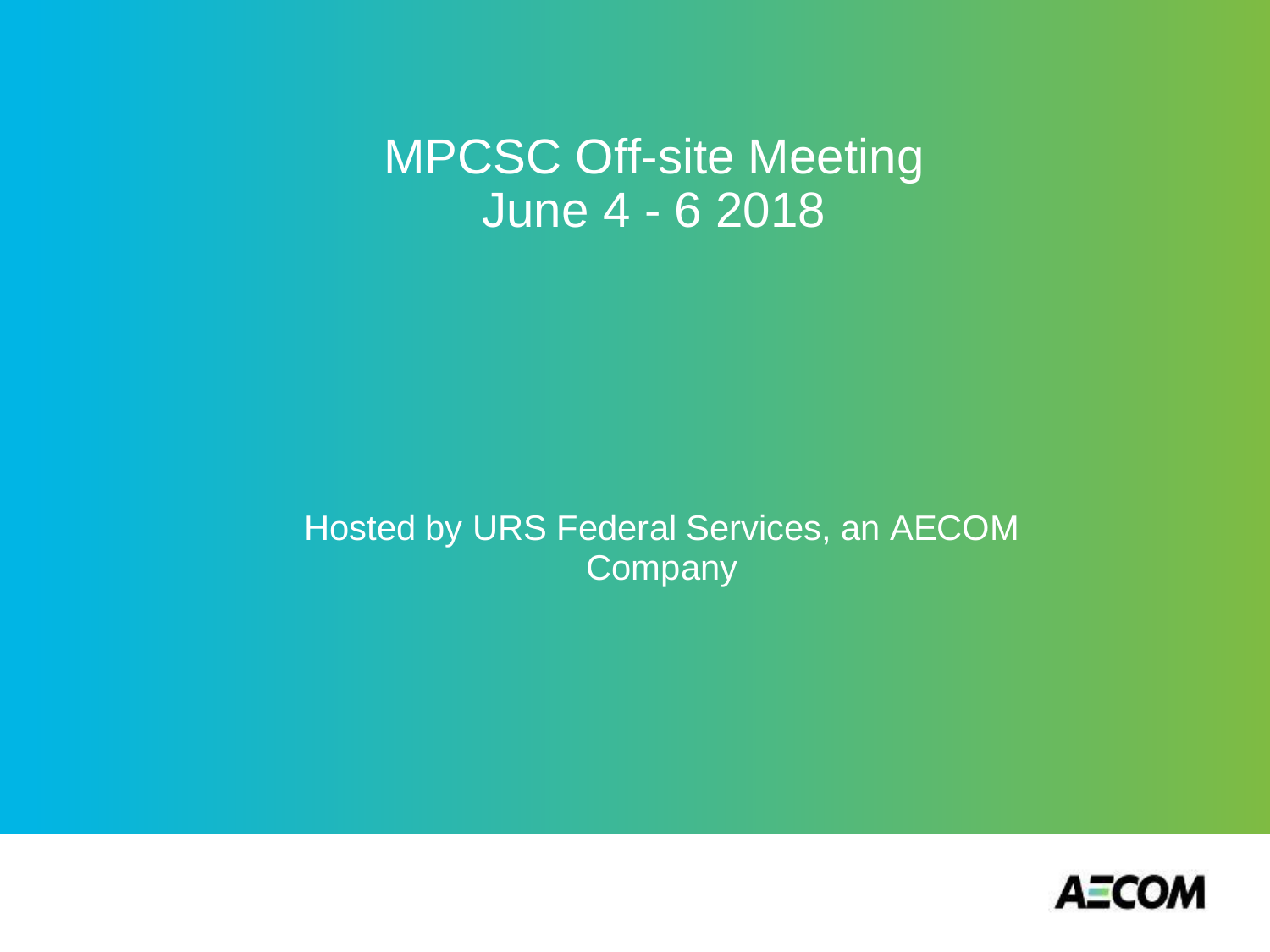# MPCSC Off-site Meeting
# June 4 - 6 2018

Hosted by URS Federal Services, an AECOM Company

AECOM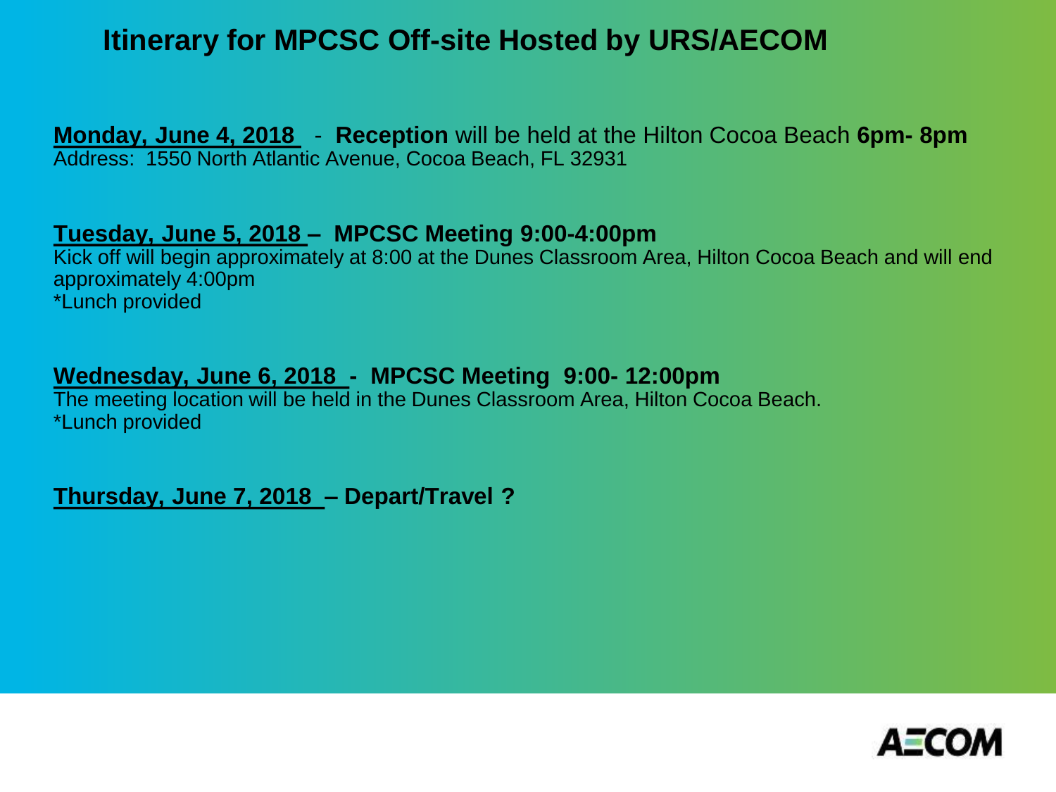# Itinerary for MPCSC Off-site Hosted by URS/AECOM

**Monday, June 4, 2018** - **Reception** will be held at the Hilton Cocoa Beach **6pm- 8pm**
Address: 1550 North Atlantic Avenue, Cocoa Beach, FL 32931

**Tuesday, June 5, 2018 – MPCSC Meeting 9:00-4:00pm**
Kick off will begin approximately at 8:00 at the Dunes Classroom Area, Hilton Cocoa Beach and will end approximately 4:00pm
*Lunch provided

**Wednesday, June 6, 2018 - MPCSC Meeting 9:00- 12:00pm**
The meeting location will be held in the Dunes Classroom Area, Hilton Cocoa Beach.
*Lunch provided

**Thursday, June 7, 2018 – Depart/Travel ?**

AECOM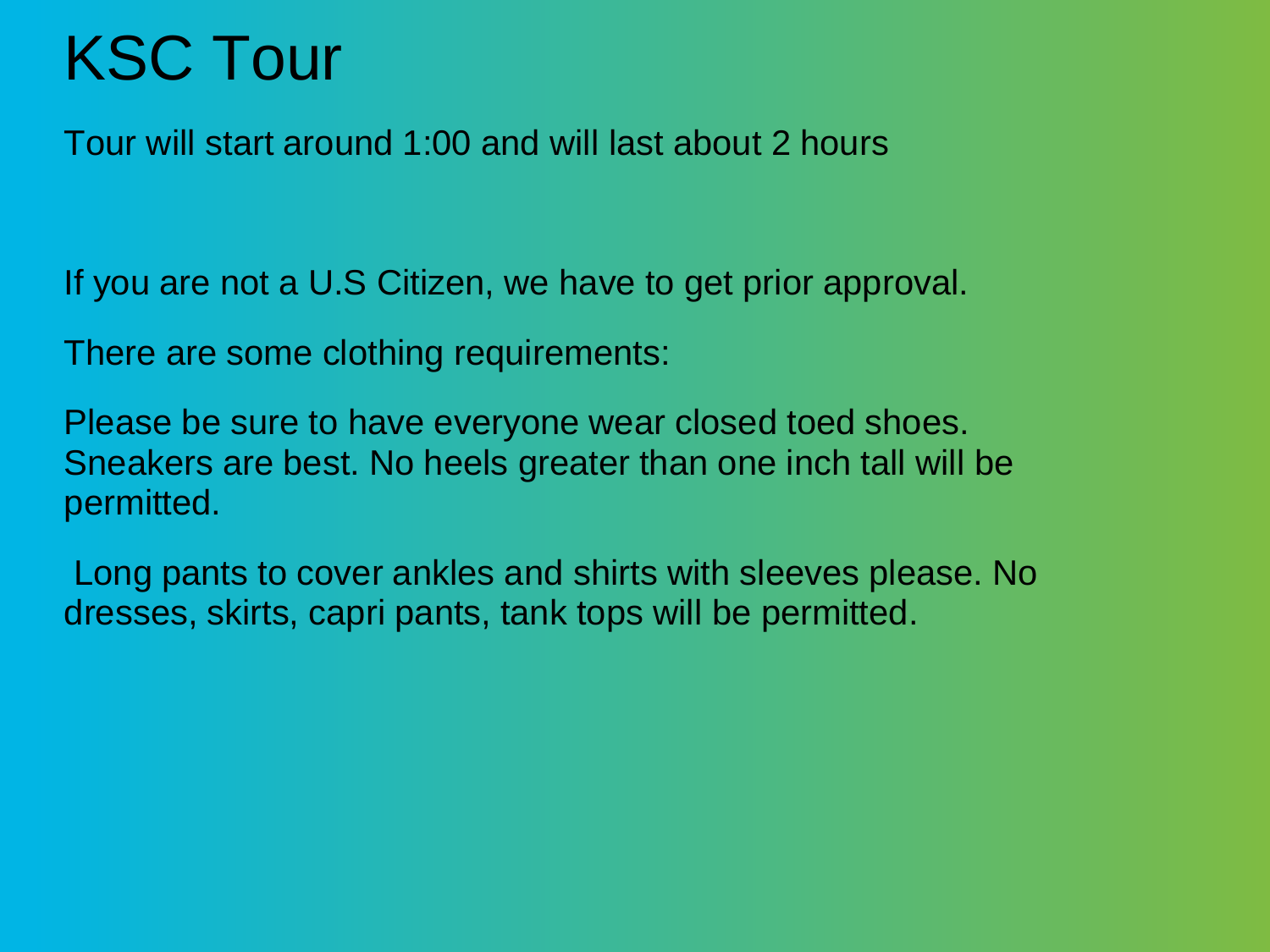# KSC Tour

Tour will start around 1:00 and will last about 2 hours

If you are not a U.S Citizen, we have to get prior approval.

There are some clothing requirements:

Please be sure to have everyone wear closed toed shoes. Sneakers are best. No heels greater than one inch tall will be permitted.

Long pants to cover ankles and shirts with sleeves please. No dresses, skirts, capri pants, tank tops will be permitted.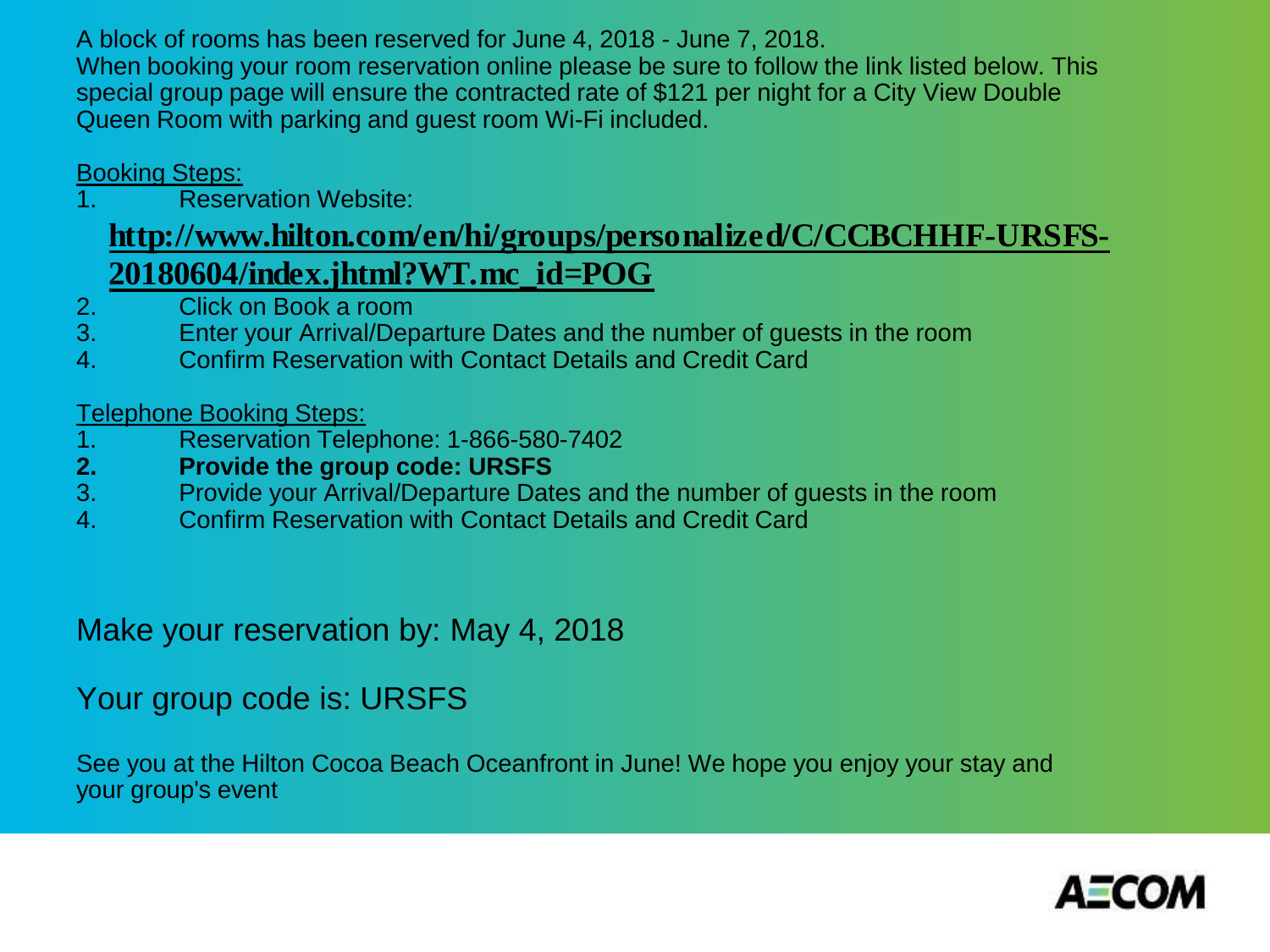A block of rooms has been reserved for June 4, 2018 - June 7, 2018.
When booking your room reservation online please be sure to follow the link listed below. This special group page will ensure the contracted rate of $121 per night for a City View Double Queen Room with parking and guest room Wi-Fi included.

Booking Steps:

1. Reservation Website:
   **http://www.hilton.com/en/hi/groups/personalized/C/CCBCHHF-URSFS-20180604/index.jhtml?WT.mc_id=POG**
2. Click on Book a room
3. Enter your Arrival/Departure Dates and the number of guests in the room
4. Confirm Reservation with Contact Details and Credit Card

Telephone Booking Steps:

1. Reservation Telephone: 1-866-580-7402
2. **Provide the group code: URSFS**
3. Provide your Arrival/Departure Dates and the number of guests in the room
4. Confirm Reservation with Contact Details and Credit Card

Make your reservation by: May 4, 2018

Your group code is: URSFS

See you at the Hilton Cocoa Beach Oceanfront in June! We hope you enjoy your stay and your group's event

AECOM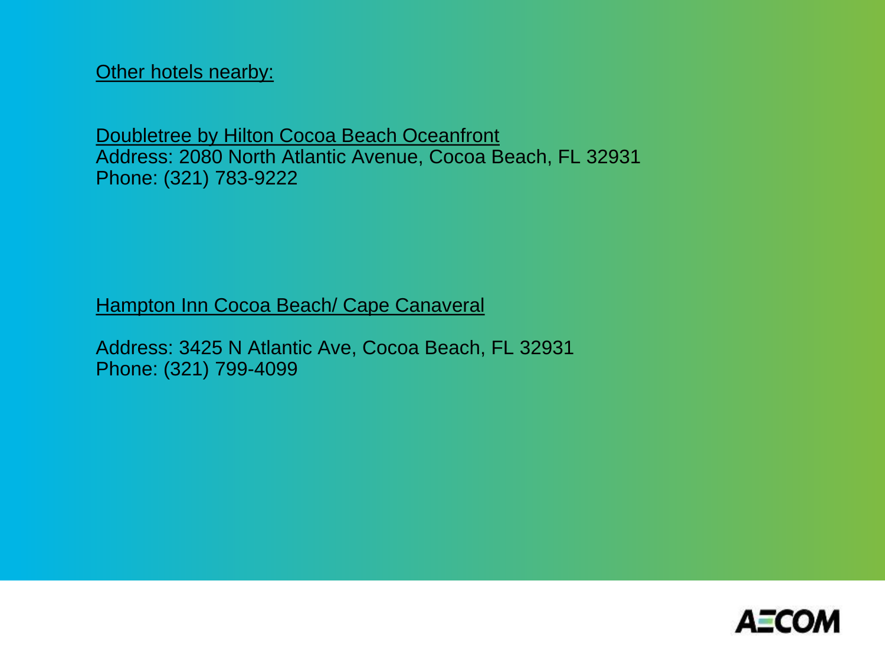Other hotels nearby:

Doubletree by Hilton Cocoa Beach Oceanfront
Address: 2080 North Atlantic Avenue, Cocoa Beach, FL 32931
Phone: (321) 783-9222

Hampton Inn Cocoa Beach/ Cape Canaveral

Address: 3425 N Atlantic Ave, Cocoa Beach, FL 32931
Phone: (321) 799-4099

AECOM